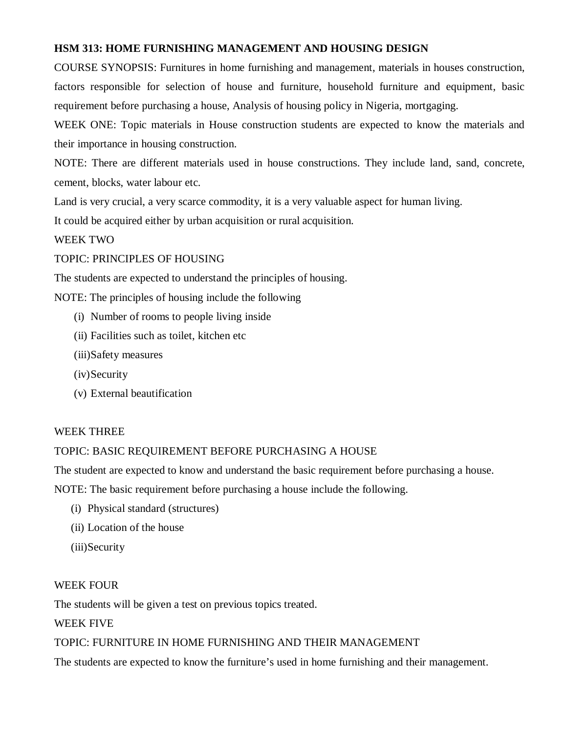**HSM 313: HOME FURNISHING MANAGEMENT AND HOUSING DESIGN**

COURSE SYNOPSIS: Furnitures in home furnishing and management, materials in houses construction, factors responsible for selection of house and furniture, household furniture and equipment, basic requirement before purchasing a house, Analysis of housing policy in Nigeria, mortgaging.

WEEK ONE: Topic materials in House construction students are expected to know the materials and their importance in housing construction.

NOTE: There are different materials used in house constructions. They include land, sand, concrete, cement, blocks, water labour etc.

Land is very crucial, a very scarce commodity, it is a very valuable aspect for human living.

It could be acquired either by urban acquisition or rural acquisition.

WEEK TWO

TOPIC: PRINCIPLES OF HOUSING

The students are expected to understand the principles of housing.

NOTE: The principles of housing include the following

(i) Number of rooms to people living inside
(ii) Facilities such as toilet, kitchen etc
(iii) Safety measures
(iv) Security
(v) External beautification

WEEK THREE

TOPIC: BASIC REQUIREMENT BEFORE PURCHASING A HOUSE

The student are expected to know and understand the basic requirement before purchasing a house.

NOTE: The basic requirement before purchasing a house include the following.

(i) Physical standard (structures)
(ii) Location of the house
(iii) Security

WEEK FOUR

The students will be given a test on previous topics treated.

WEEK FIVE

TOPIC: FURNITURE IN HOME FURNISHING AND THEIR MANAGEMENT

The students are expected to know the furniture's used in home furnishing and their management.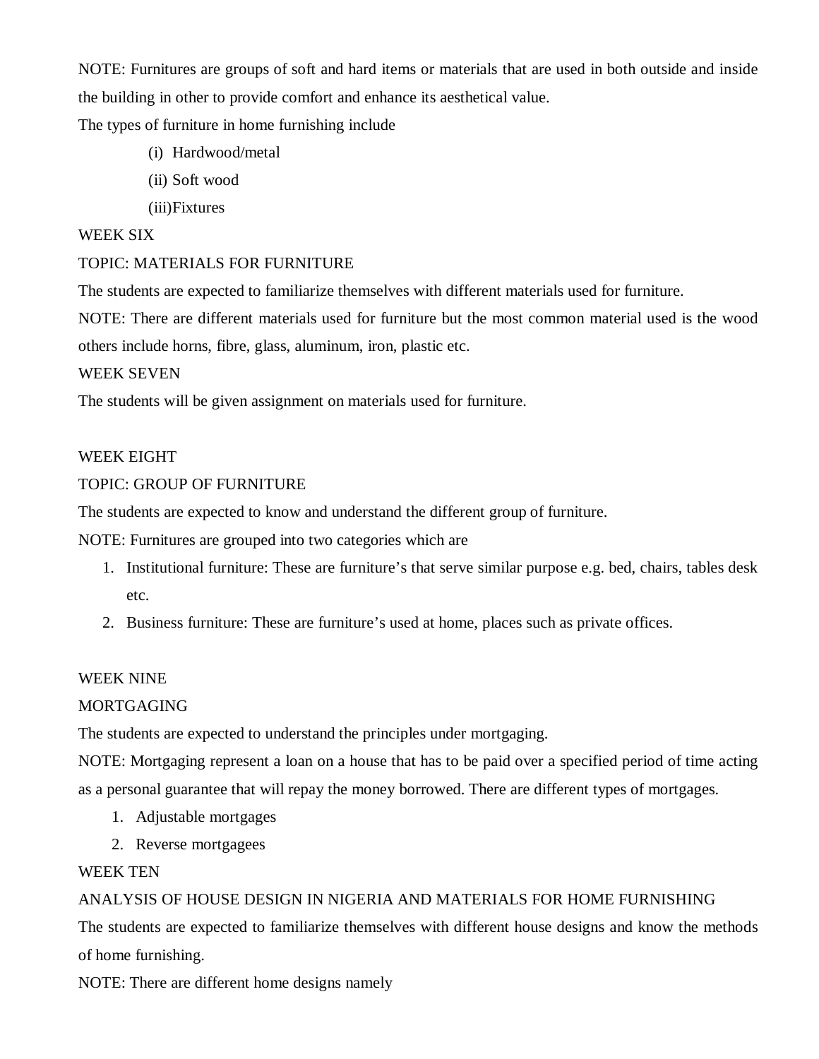NOTE: Furnitures are groups of soft and hard items or materials that are used in both outside and inside the building in other to provide comfort and enhance its aesthetical value.

The types of furniture in home furnishing include

(i) Hardwood/metal

(ii) Soft wood

(iii)Fixtures

WEEK SIX

TOPIC: MATERIALS FOR FURNITURE

The students are expected to familiarize themselves with different materials used for furniture.

NOTE: There are different materials used for furniture but the most common material used is the wood others include horns, fibre, glass, aluminum, iron, plastic etc.

WEEK SEVEN

The students will be given assignment on materials used for furniture.

WEEK EIGHT

TOPIC: GROUP OF FURNITURE

The students are expected to know and understand the different group of furniture.

NOTE: Furnitures are grouped into two categories which are

1. Institutional furniture: These are furniture's that serve similar purpose e.g. bed, chairs, tables desk etc.
2. Business furniture: These are furniture's used at home, places such as private offices.

WEEK NINE

MORTGAGING

The students are expected to understand the principles under mortgaging.

NOTE: Mortgaging represent a loan on a house that has to be paid over a specified period of time acting as a personal guarantee that will repay the money borrowed. There are different types of mortgages.

1. Adjustable mortgages
2. Reverse mortgagees

WEEK TEN

ANALYSIS OF HOUSE DESIGN IN NIGERIA AND MATERIALS FOR HOME FURNISHING

The students are expected to familiarize themselves with different house designs and know the methods of home furnishing.

NOTE: There are different home designs namely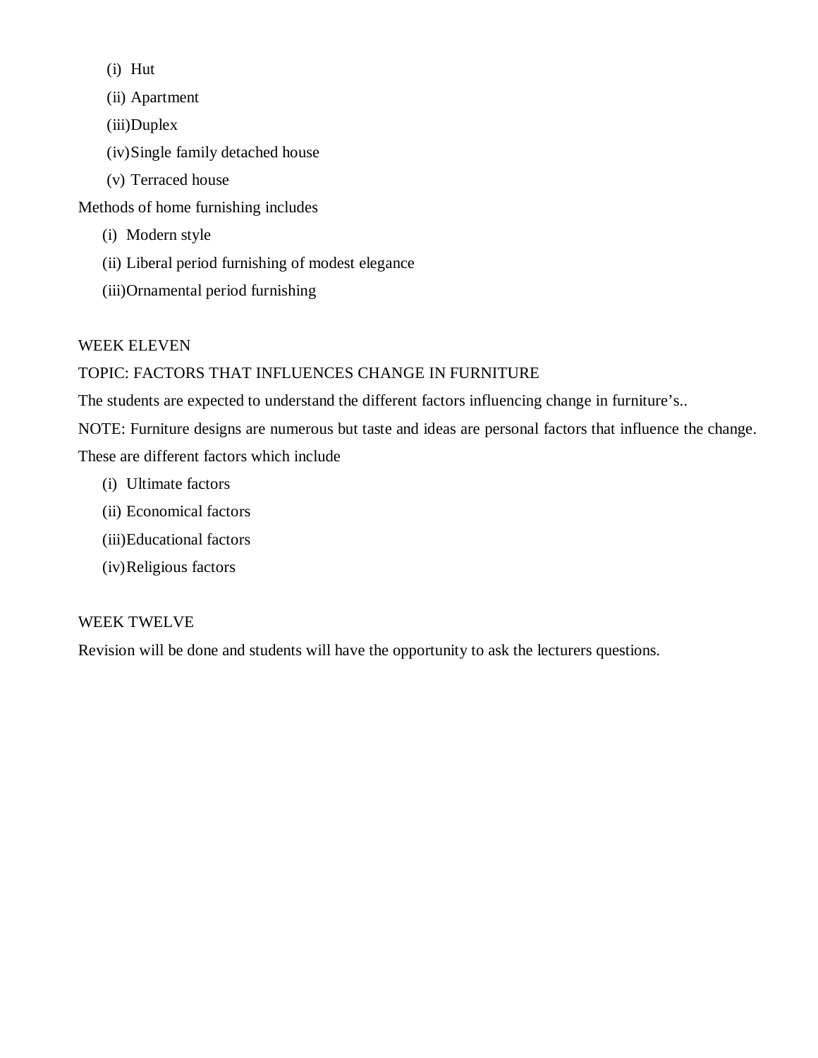(i) Hut
(ii) Apartment
(iii) Duplex
(iv) Single family detached house
(v) Terraced house

Methods of home furnishing includes

(i) Modern style
(ii) Liberal period furnishing of modest elegance
(iii) Ornamental period furnishing

WEEK ELEVEN

TOPIC: FACTORS THAT INFLUENCES CHANGE IN FURNITURE

The students are expected to understand the different factors influencing change in furniture's..

NOTE: Furniture designs are numerous but taste and ideas are personal factors that influence the change.

These are different factors which include

(i) Ultimate factors
(ii) Economical factors
(iii) Educational factors
(iv) Religious factors

WEEK TWELVE

Revision will be done and students will have the opportunity to ask the lecturers questions.